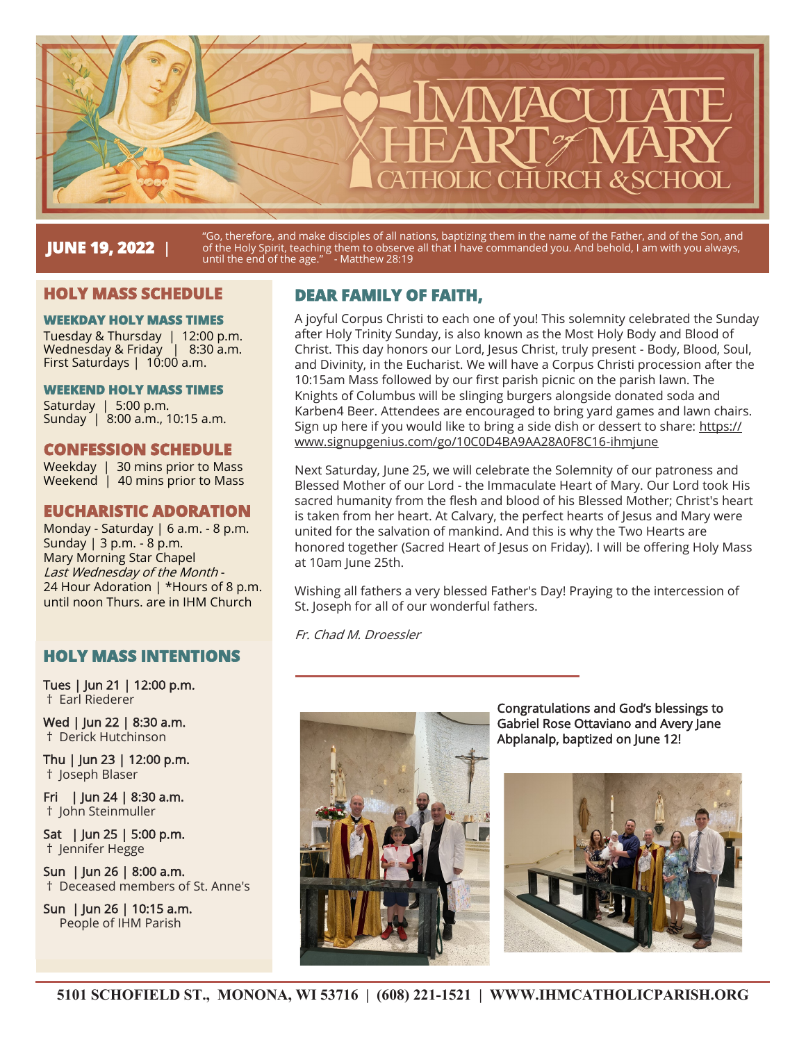# IMMACULATE HEART of MARY

## CATHOLIC CHURCH & SCHOOL

**JUNE 19, 2022** | "Go, therefore, and make disciples of all nations, baptizing them in the name of the Father, and of the Son, and of the Holy Spirit, teaching them to observe all that I have commanded you. And behold, I am with you always, until the end of the age." - Matthew 28:19

## HOLY MASS SCHEDULE

### WEEKDAY HOLY MASS TIMES

Tuesday & Thursday | 12:00 p.m.
Wednesday & Friday | 8:30 a.m.
First Saturdays | 10:00 a.m.

### WEEKEND HOLY MASS TIMES

Saturday | 5:00 p.m.
Sunday | 8:00 a.m., 10:15 a.m.

## CONFESSION SCHEDULE

Weekday | 30 mins prior to Mass
Weekend | 40 mins prior to Mass

## EUCHARISTIC ADORATION

Monday - Saturday | 6 a.m. - 8 p.m.
Sunday | 3 p.m. - 8 p.m.
Mary Morning Star Chapel
*Last Wednesday of the Month* - 24 Hour Adoration | *Hours of 8 p.m. until noon Thurs. are in IHM Church

## HOLY MASS INTENTIONS

**Tues | Jun 21 | 12:00 p.m.**
† Earl Riederer

**Wed | Jun 22 | 8:30 a.m.**
† Derick Hutchinson

**Thu | Jun 23 | 12:00 p.m.**
† Joseph Blaser

**Fri | Jun 24 | 8:30 a.m.**
† John Steinmuller

**Sat | Jun 25 | 5:00 p.m.**
† Jennifer Hegge

**Sun | Jun 26 | 8:00 a.m.**
† Deceased members of St. Anne's

**Sun | Jun 26 | 10:15 a.m.**
People of IHM Parish

## DEAR FAMILY OF FAITH,

A joyful Corpus Christi to each one of you! This solemnity celebrated the Sunday after Holy Trinity Sunday, is also known as the Most Holy Body and Blood of Christ. This day honors our Lord, Jesus Christ, truly present - Body, Blood, Soul, and Divinity, in the Eucharist. We will have a Corpus Christi procession after the 10:15am Mass followed by our first parish picnic on the parish lawn. The Knights of Columbus will be slinging burgers alongside donated soda and Karben4 Beer. Attendees are encouraged to bring yard games and lawn chairs. Sign up here if you would like to bring a side dish or dessert to share: https://www.signupgenius.com/go/10C0D4BA9AA28A0F8C16-ihmjune

Next Saturday, June 25, we will celebrate the Solemnity of our patroness and Blessed Mother of our Lord - the Immaculate Heart of Mary. Our Lord took His sacred humanity from the flesh and blood of his Blessed Mother; Christ's heart is taken from her heart. At Calvary, the perfect hearts of Jesus and Mary were united for the salvation of mankind. And this is why the Two Hearts are honored together (Sacred Heart of Jesus on Friday). I will be offering Holy Mass at 10am June 25th.

Wishing all fathers a very blessed Father's Day! Praying to the intercession of St. Joseph for all of our wonderful fathers.

*Fr. Chad M. Droessler*

Congratulations and God's blessings to Gabriel Rose Ottaviano and Avery Jane Abplanalp, baptized on June 12!

5101 SCHOFIELD ST., MONONA, WI 53716 | (608) 221-1521 | WWW.IHMCATHOLICPARISH.ORG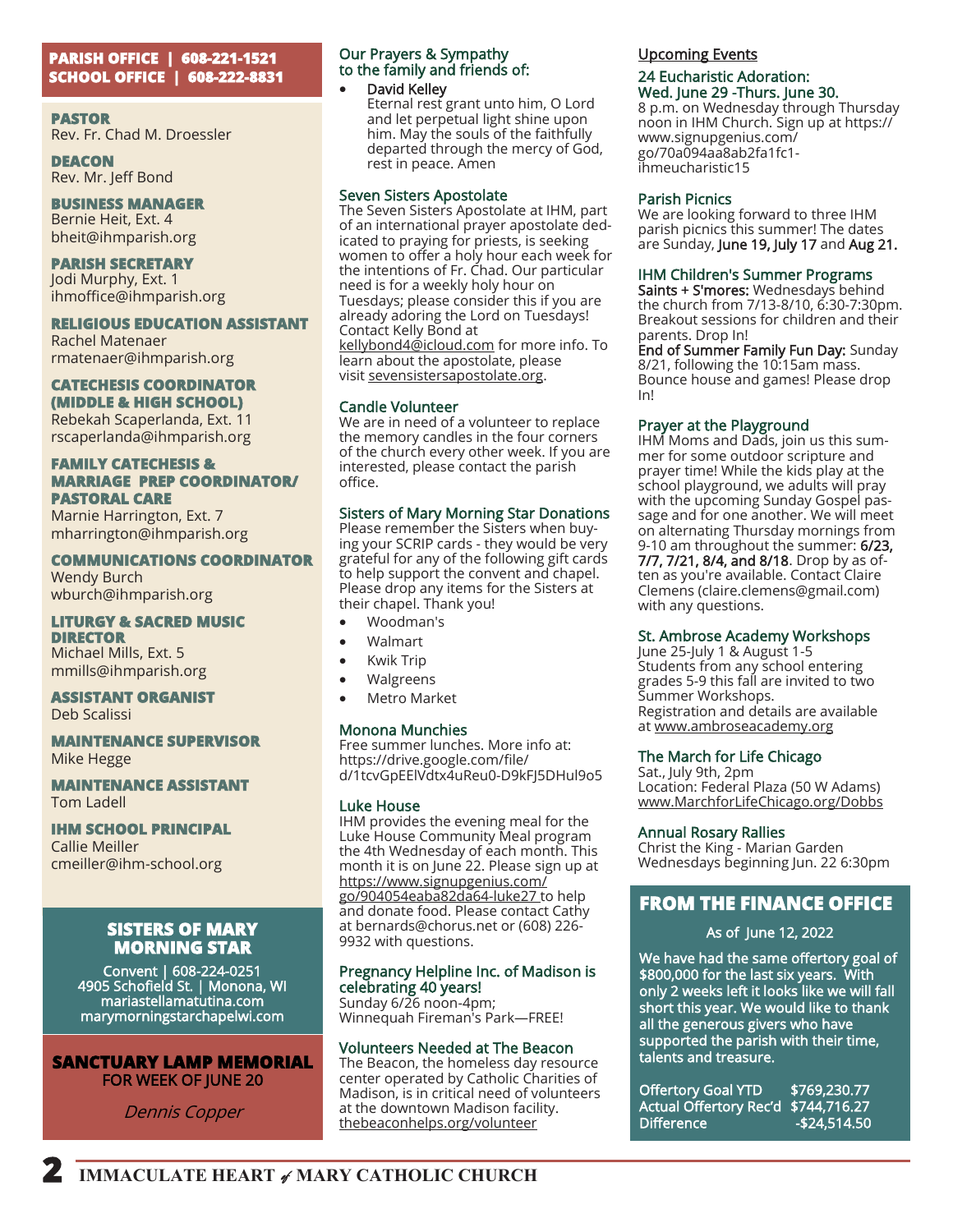**PARISH OFFICE | 608-221-1521**
**SCHOOL OFFICE | 608-222-8831**

**PASTOR**
Rev. Fr. Chad M. Droessler

**DEACON**
Rev. Mr. Jeff Bond

**BUSINESS MANAGER**
Bernie Heit, Ext. 4
bheit@ihmparish.org

**PARISH SECRETARY**
Jodi Murphy, Ext. 1
ihmoffice@ihmparish.org

**RELIGIOUS EDUCATION ASSISTANT**
Rachel Matenaer
rmatenaer@ihmparish.org

**CATECHESIS COORDINATOR (MIDDLE & HIGH SCHOOL)**
Rebekah Scaperlanda, Ext. 11
rscaperlanda@ihmparish.org

**FAMILY CATECHESIS & MARRIAGE PREP COORDINATOR/ PASTORAL CARE**
Marnie Harrington, Ext. 7
mharrington@ihmparish.org

**COMMUNICATIONS COORDINATOR**
Wendy Burch
wburch@ihmparish.org

**LITURGY & SACRED MUSIC DIRECTOR**
Michael Mills, Ext. 5
mmills@ihmparish.org

**ASSISTANT ORGANIST**
Deb Scalissi

**MAINTENANCE SUPERVISOR**
Mike Hegge

**MAINTENANCE ASSISTANT**
Tom Ladell

**IHM SCHOOL PRINCIPAL**
Callie Meiller
cmeiller@ihm-school.org

## SISTERS OF MARY MORNING STAR

Convent | 608-224-0251
4905 Schofield St. | Monona, WI
mariastellamatutina.com
marymorningstarchapelwi.com

## SANCTUARY LAMP MEMORIAL

FOR WEEK OF JUNE 20

*Dennis Copper*

## Our Prayers & Sympathy to the family and friends of:

- David Kelley
  Eternal rest grant unto him, O Lord and let perpetual light shine upon him. May the souls of the faithfully departed through the mercy of God, rest in peace. Amen

## Seven Sisters Apostolate

The Seven Sisters Apostolate at IHM, part of an international prayer apostolate dedicated to praying for priests, is seeking women to offer a holy hour each week for the intentions of Fr. Chad. Our particular need is for a weekly holy hour on Tuesdays; please consider this if you are already adoring the Lord on Tuesdays! Contact Kelly Bond at kellybond4@icloud.com for more info. To learn about the apostolate, please visit sevensistersapostolate.org.

## Candle Volunteer

We are in need of a volunteer to replace the memory candles in the four corners of the church every other week. If you are interested, please contact the parish office.

## Sisters of Mary Morning Star Donations

Please remember the Sisters when buying your SCRIP cards - they would be very grateful for any of the following gift cards to help support the convent and chapel. Please drop any items for the Sisters at their chapel. Thank you!

- Woodman's
- Walmart
- Kwik Trip
- Walgreens
- Metro Market

## Monona Munchies

Free summer lunches. More info at: https://drive.google.com/file/d/1tcvGpEElVdtx4uReu0-D9kFJ5DHul9o5

## Luke House

IHM provides the evening meal for the Luke House Community Meal program the 4th Wednesday of each month. This month it is on June 22. Please sign up at https://www.signupgenius.com/go/904054eaba82da64-luke27 to help and donate food. Please contact Cathy at bernards@chorus.net or (608) 226-9932 with questions.

## Pregnancy Helpline Inc. of Madison is celebrating 40 years!

Sunday 6/26 noon-4pm;
Winnequah Fireman's Park—FREE!

## Volunteers Needed at The Beacon

The Beacon, the homeless day resource center operated by Catholic Charities of Madison, is in critical need of volunteers at the downtown Madison facility.
thebeaconhelps.org/volunteer

## Upcoming Events

## 24 Eucharistic Adoration: Wed. June 29 -Thurs. June 30.

8 p.m. on Wednesday through Thursday noon in IHM Church. Sign up at https://www.signupgenius.com/go/70a094aa8ab2fa1fc1-ihmeucharistic15

## Parish Picnics

We are looking forward to three IHM parish picnics this summer! The dates are Sunday, **June 19, July 17** and **Aug 21.**

## IHM Children's Summer Programs

**Saints + S'mores:** Wednesdays behind the church from 7/13-8/10, 6:30-7:30pm. Breakout sessions for children and their parents. Drop In!
**End of Summer Family Fun Day:** Sunday 8/21, following the 10:15am mass. Bounce house and games! Please drop In!

## Prayer at the Playground

IHM Moms and Dads, join us this summer for some outdoor scripture and prayer time! While the kids play at the school playground, we adults will pray with the upcoming Sunday Gospel passage and for one another. We will meet on alternating Thursday mornings from 9-10 am throughout the summer: **6/23, 7/7, 7/21, 8/4, and 8/18**. Drop by as often as you're available. Contact Claire Clemens (claire.clemens@gmail.com) with any questions.

## St. Ambrose Academy Workshops

June 25-July 1 & August 1-5
Students from any school entering grades 5-9 this fall are invited to two Summer Workshops.
Registration and details are available at www.ambroseacademy.org

## The March for Life Chicago

Sat., July 9th, 2pm
Location: Federal Plaza (50 W Adams)
www.MarchforLifeChicago.org/Dobbs

## Annual Rosary Rallies

Christ the King - Marian Garden
Wednesdays beginning Jun. 22 6:30pm

## FROM THE FINANCE OFFICE

As of June 12, 2022

**We have had the same offertory goal of $800,000 for the last six years. With only 2 weeks left it looks like we will fall short this year. We would like to thank all the generous givers who have supported the parish with their time, talents and treasure.**

| | |
|---|---|
| Offertory Goal YTD | $769,230.77 |
| Actual Offertory Rec'd | $744,716.27 |
| Difference | -$24,514.50 |